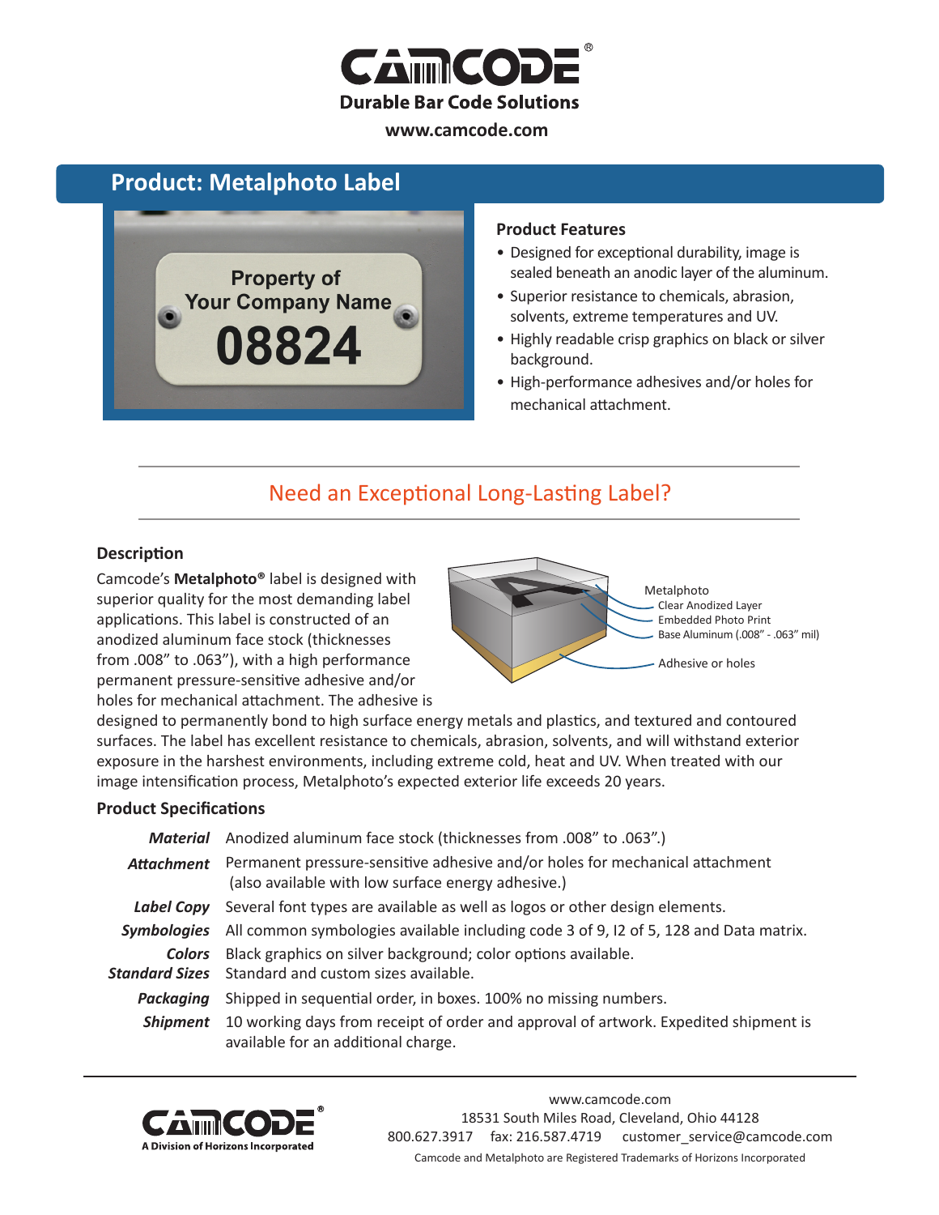# CAMCODE®

**Durable Bar Code Solutions**

**www.camcode.com**

## Product: Metalphoto Label

### Product Features

- Designed for exceptional durability, image is sealed beneath an anodic layer of the aluminum.
- Superior resistance to chemicals, abrasion, solvents, extreme temperatures and UV.
- Highly readable crisp graphics on black or silver background.
- High-performance adhesives and/or holes for mechanical attachment.

## Need an Exceptional Long-Lasting Label?

### Description

Camcode's **Metalphoto®** label is designed with superior quality for the most demanding label applications. This label is constructed of an anodized aluminum face stock (thicknesses from .008" to .063"), with a high performance permanent pressure-sensitive adhesive and/or holes for mechanical attachment. The adhesive is designed to permanently bond to high surface energy metals and plastics, and textured and contoured surfaces. The label has excellent resistance to chemicals, abrasion, solvents, and will withstand exterior exposure in the harshest environments, including extreme cold, heat and UV. When treated with our image intensification process, Metalphoto's expected exterior life exceeds 20 years.

Metalphoto
- Clear Anodized Layer
- Embedded Photo Print
- Base Aluminum (.008" - .063" mil)

Adhesive or holes

### Product Specifications

| | |
|---|---|
| ***Material*** | Anodized aluminum face stock (thicknesses from .008" to .063".) |
| ***Attachment*** | Permanent pressure-sensitive adhesive and/or holes for mechanical attachment (also available with low surface energy adhesive.) |
| ***Label Copy*** | Several font types are available as well as logos or other design elements. |
| ***Symbologies*** | All common symbologies available including code 3 of 9, I2 of 5, 128 and Data matrix. |
| ***Colors*** | Black graphics on silver background; color options available. |
| ***Standard Sizes*** | Standard and custom sizes available. |
| ***Packaging*** | Shipped in sequential order, in boxes. 100% no missing numbers. |
| ***Shipment*** | 10 working days from receipt of order and approval of artwork. Expedited shipment is available for an additional charge. |

---

CAMCODE®
A Division of Horizons Incorporated

www.camcode.com
18531 South Miles Road, Cleveland, Ohio 44128
800.627.3917 fax: 216.587.4719 customer_service@camcode.com
Camcode and Metalphoto are Registered Trademarks of Horizons Incorporated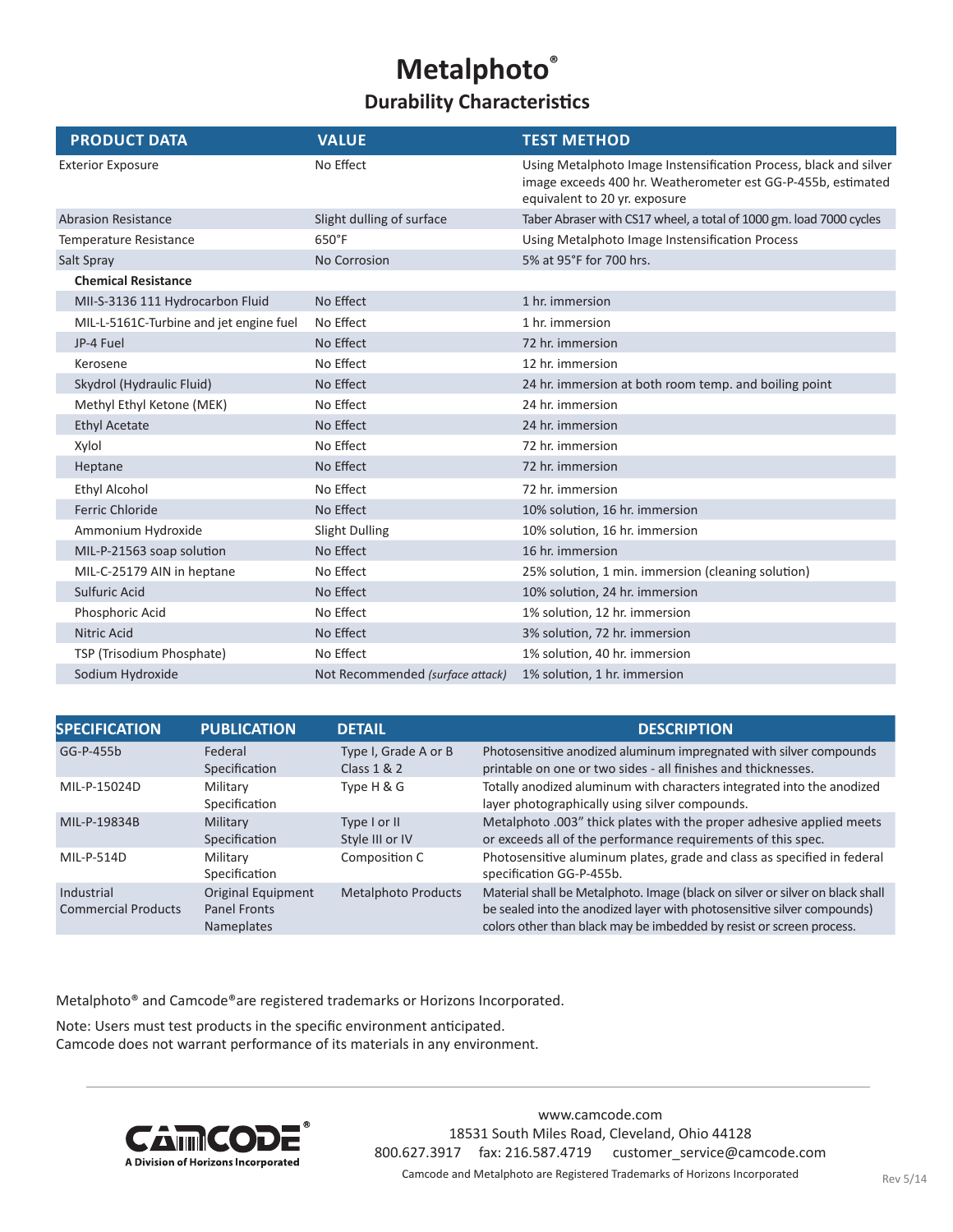# Metalphoto®

## Durability Characteristics

| PRODUCT DATA | VALUE | TEST METHOD |
|---|---|---|
| Exterior Exposure | No Effect | Using Metalphoto Image Instensification Process, black and silver image exceeds 400 hr. Weatherometer est GG-P-455b, estimated equivalent to 20 yr. exposure |
| Abrasion Resistance | Slight dulling of surface | Taber Abraser with CS17 wheel, a total of 1000 gm. load 7000 cycles |
| Temperature Resistance | 650°F | Using Metalphoto Image Instensification Process |
| Salt Spray | No Corrosion | 5% at 95°F for 700 hrs. |
| **Chemical Resistance** | | |
| MIl-S-3136 111 Hydrocarbon Fluid | No Effect | 1 hr. immersion |
| MIL-L-5161C-Turbine and jet engine fuel | No Effect | 1 hr. immersion |
| JP-4 Fuel | No Effect | 72 hr. immersion |
| Kerosene | No Effect | 12 hr. immersion |
| Skydrol (Hydraulic Fluid) | No Effect | 24 hr. immersion at both room temp. and boiling point |
| Methyl Ethyl Ketone (MEK) | No Effect | 24 hr. immersion |
| Ethyl Acetate | No Effect | 24 hr. immersion |
| Xylol | No Effect | 72 hr. immersion |
| Heptane | No Effect | 72 hr. immersion |
| Ethyl Alcohol | No Effect | 72 hr. immersion |
| Ferric Chloride | No Effect | 10% solution, 16 hr. immersion |
| Ammonium Hydroxide | Slight Dulling | 10% solution, 16 hr. immersion |
| MIL-P-21563 soap solution | No Effect | 16 hr. immersion |
| MIL-C-25179 AIN in heptane | No Effect | 25% solution, 1 min. immersion (cleaning solution) |
| Sulfuric Acid | No Effect | 10% solution, 24 hr. immersion |
| Phosphoric Acid | No Effect | 1% solution, 12 hr. immersion |
| Nitric Acid | No Effect | 3% solution, 72 hr. immersion |
| TSP (Trisodium Phosphate) | No Effect | 1% solution, 40 hr. immersion |
| Sodium Hydroxide | Not Recommended *(surface attack)* | 1% solution, 1 hr. immersion |

| SPECIFICATION | PUBLICATION | DETAIL | DESCRIPTION |
|---|---|---|---|
| GG-P-455b | Federal Specification | Type I, Grade A or B Class 1 & 2 | Photosensitive anodized aluminum impregnated with silver compounds printable on one or two sides - all finishes and thicknesses. |
| MIL-P-15024D | Military Specification | Type H & G | Totally anodized aluminum with characters integrated into the anodized layer photographically using silver compounds. |
| MIL-P-19834B | Military Specification | Type I or II Style III or IV | Metalphoto .003" thick plates with the proper adhesive applied meets or exceeds all of the performance requirements of this spec. |
| MIL-P-514D | Military Specification | Composition C | Photosensitive aluminum plates, grade and class as specified in federal specification GG-P-455b. |
| Industrial Commercial Products | Original Equipment Panel Fronts Nameplates | Metalphoto Products | Material shall be Metalphoto. Image (black on silver or silver on black shall be sealed into the anodized layer with photosensitive silver compounds) colors other than black may be imbedded by resist or screen process. |

Metalphoto® and Camcode®are registered trademarks or Horizons Incorporated.

Note: Users must test products in the specific environment anticipated.
Camcode does not warrant performance of its materials in any environment.

CAMCODE®
A Division of Horizons Incorporated

www.camcode.com
18531 South Miles Road, Cleveland, Ohio 44128
800.627.3917 fax: 216.587.4719 customer_service@camcode.com
Camcode and Metalphoto are Registered Trademarks of Horizons Incorporated

Rev 5/14